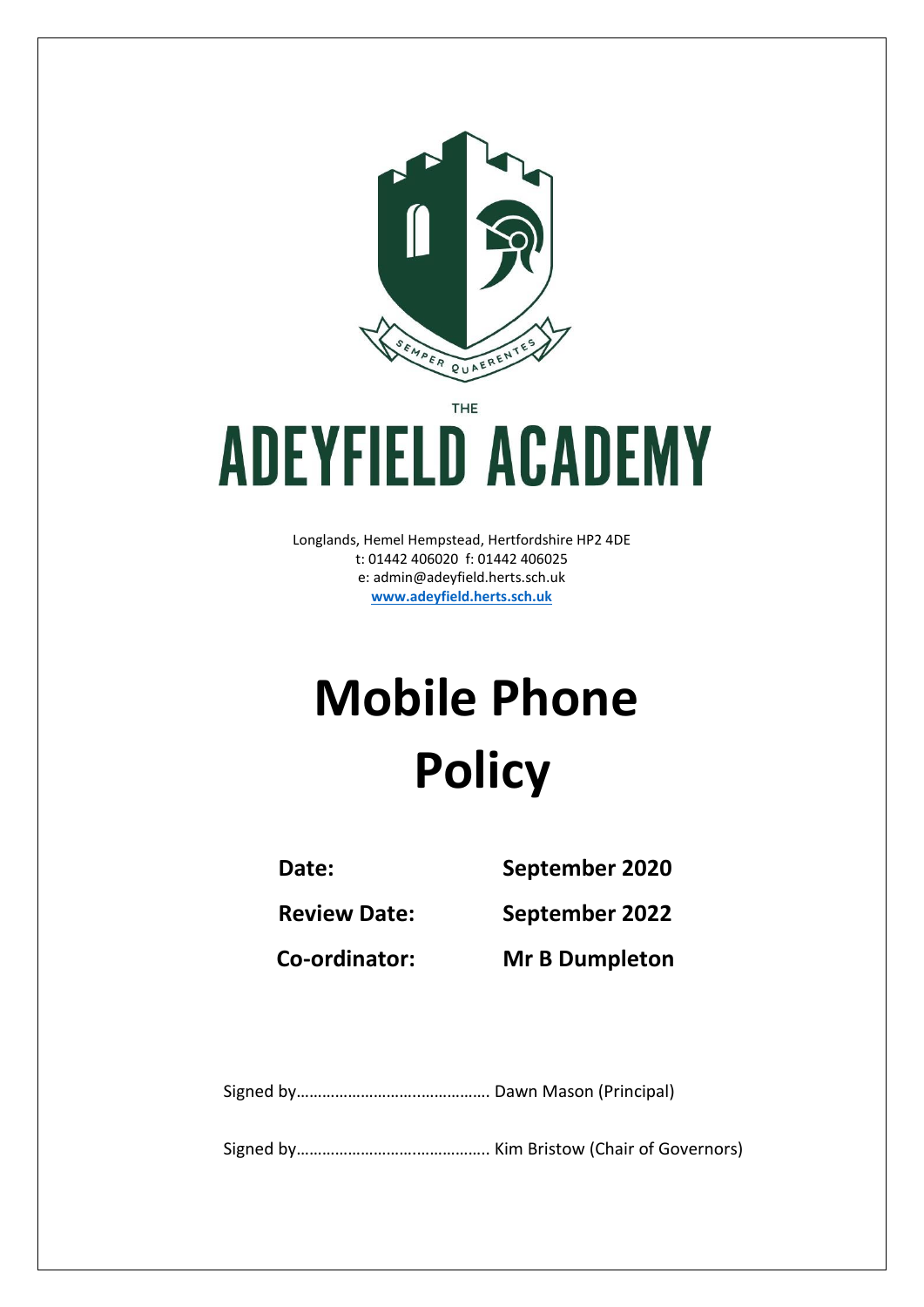THE

# ADEYFIELD ACADEMY

Longlands, Hemel Hempstead, Hertfordshire HP2 4DE
t: 01442 406020 f: 01442 406025
e: admin@adeyfield.herts.sch.uk
**www.adeyfield.herts.sch.uk**

# Mobile Phone Policy

| | |
|---|---|
| **Date:** | **September 2020** |
| **Review Date:** | **September 2022** |
| **Co-ordinator:** | **Mr B Dumpleton** |

Signed by……………………………………. Dawn Mason (Principal)

Signed by……………………………………. Kim Bristow (Chair of Governors)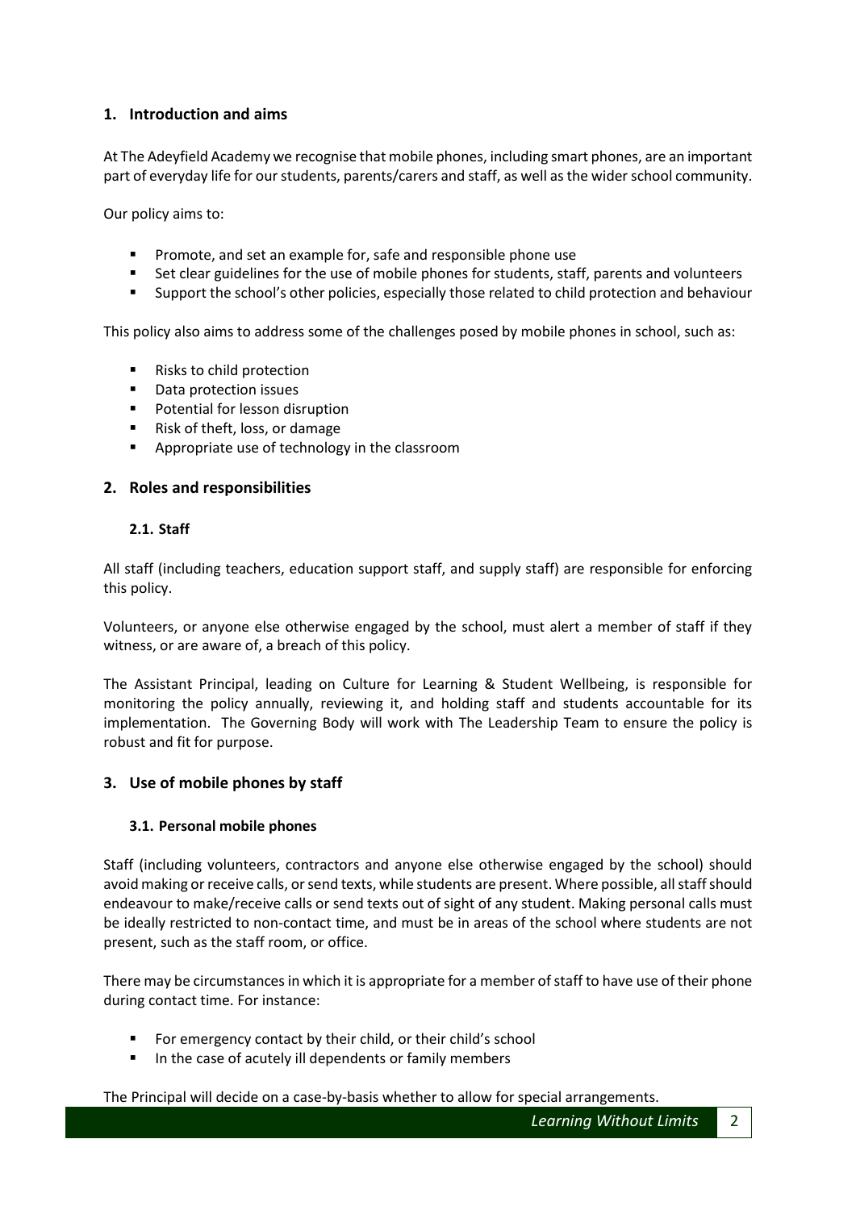## 1. Introduction and aims

At The Adeyfield Academy we recognise that mobile phones, including smart phones, are an important part of everyday life for our students, parents/carers and staff, as well as the wider school community.

Our policy aims to:

- Promote, and set an example for, safe and responsible phone use
- Set clear guidelines for the use of mobile phones for students, staff, parents and volunteers
- Support the school's other policies, especially those related to child protection and behaviour

This policy also aims to address some of the challenges posed by mobile phones in school, such as:

- Risks to child protection
- Data protection issues
- Potential for lesson disruption
- Risk of theft, loss, or damage
- Appropriate use of technology in the classroom

## 2. Roles and responsibilities

### 2.1. Staff

All staff (including teachers, education support staff, and supply staff) are responsible for enforcing this policy.

Volunteers, or anyone else otherwise engaged by the school, must alert a member of staff if they witness, or are aware of, a breach of this policy.

The Assistant Principal, leading on Culture for Learning & Student Wellbeing, is responsible for monitoring the policy annually, reviewing it, and holding staff and students accountable for its implementation. The Governing Body will work with The Leadership Team to ensure the policy is robust and fit for purpose.

## 3. Use of mobile phones by staff

### 3.1. Personal mobile phones

Staff (including volunteers, contractors and anyone else otherwise engaged by the school) should avoid making or receive calls, or send texts, while students are present. Where possible, all staff should endeavour to make/receive calls or send texts out of sight of any student. Making personal calls must be ideally restricted to non-contact time, and must be in areas of the school where students are not present, such as the staff room, or office.

There may be circumstances in which it is appropriate for a member of staff to have use of their phone during contact time. For instance:

- For emergency contact by their child, or their child's school
- In the case of acutely ill dependents or family members

The Principal will decide on a case-by-basis whether to allow for special arrangements.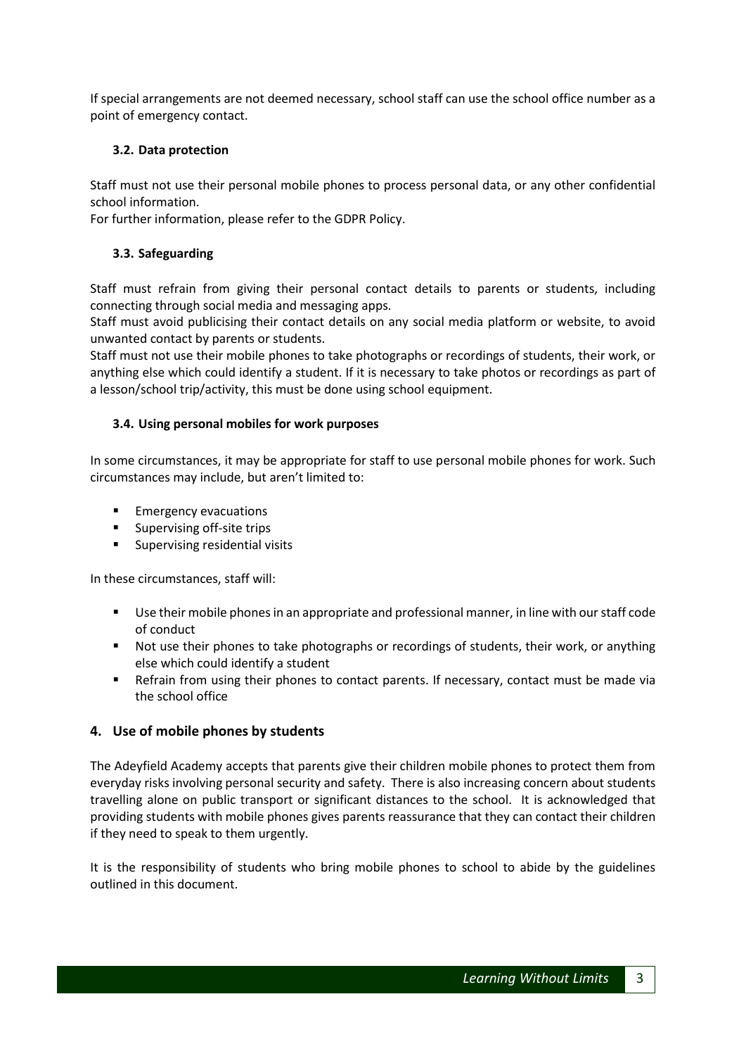If special arrangements are not deemed necessary, school staff can use the school office number as a point of emergency contact.

### 3.2. Data protection

Staff must not use their personal mobile phones to process personal data, or any other confidential school information.

For further information, please refer to the GDPR Policy.

### 3.3. Safeguarding

Staff must refrain from giving their personal contact details to parents or students, including connecting through social media and messaging apps.

Staff must avoid publicising their contact details on any social media platform or website, to avoid unwanted contact by parents or students.

Staff must not use their mobile phones to take photographs or recordings of students, their work, or anything else which could identify a student. If it is necessary to take photos or recordings as part of a lesson/school trip/activity, this must be done using school equipment.

### 3.4. Using personal mobiles for work purposes

In some circumstances, it may be appropriate for staff to use personal mobile phones for work. Such circumstances may include, but aren't limited to:

- Emergency evacuations
- Supervising off-site trips
- Supervising residential visits

In these circumstances, staff will:

- Use their mobile phones in an appropriate and professional manner, in line with our staff code of conduct
- Not use their phones to take photographs or recordings of students, their work, or anything else which could identify a student
- Refrain from using their phones to contact parents. If necessary, contact must be made via the school office

## 4. Use of mobile phones by students

The Adeyfield Academy accepts that parents give their children mobile phones to protect them from everyday risks involving personal security and safety. There is also increasing concern about students travelling alone on public transport or significant distances to the school. It is acknowledged that providing students with mobile phones gives parents reassurance that they can contact their children if they need to speak to them urgently.

It is the responsibility of students who bring mobile phones to school to abide by the guidelines outlined in this document.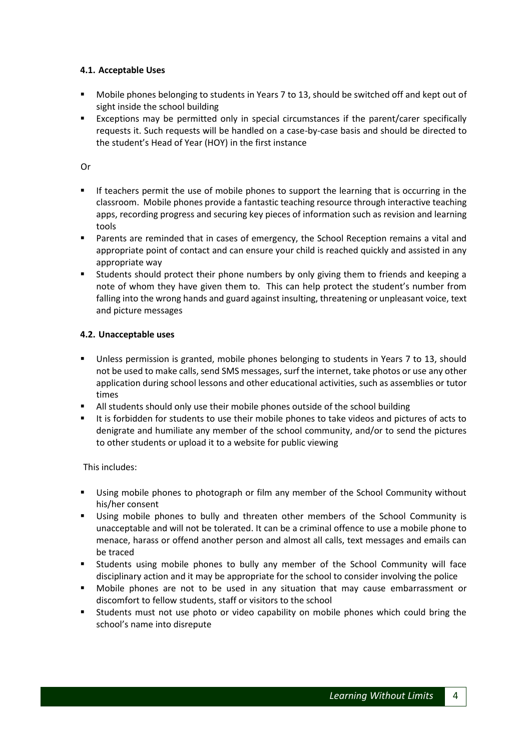#### 4.1. Acceptable Uses

- Mobile phones belonging to students in Years 7 to 13, should be switched off and kept out of sight inside the school building
- Exceptions may be permitted only in special circumstances if the parent/carer specifically requests it. Such requests will be handled on a case-by-case basis and should be directed to the student's Head of Year (HOY) in the first instance

Or

- If teachers permit the use of mobile phones to support the learning that is occurring in the classroom. Mobile phones provide a fantastic teaching resource through interactive teaching apps, recording progress and securing key pieces of information such as revision and learning tools
- Parents are reminded that in cases of emergency, the School Reception remains a vital and appropriate point of contact and can ensure your child is reached quickly and assisted in any appropriate way
- Students should protect their phone numbers by only giving them to friends and keeping a note of whom they have given them to. This can help protect the student's number from falling into the wrong hands and guard against insulting, threatening or unpleasant voice, text and picture messages

#### 4.2. Unacceptable uses

- Unless permission is granted, mobile phones belonging to students in Years 7 to 13, should not be used to make calls, send SMS messages, surf the internet, take photos or use any other application during school lessons and other educational activities, such as assemblies or tutor times
- All students should only use their mobile phones outside of the school building
- It is forbidden for students to use their mobile phones to take videos and pictures of acts to denigrate and humiliate any member of the school community, and/or to send the pictures to other students or upload it to a website for public viewing

This includes:

- Using mobile phones to photograph or film any member of the School Community without his/her consent
- Using mobile phones to bully and threaten other members of the School Community is unacceptable and will not be tolerated. It can be a criminal offence to use a mobile phone to menace, harass or offend another person and almost all calls, text messages and emails can be traced
- Students using mobile phones to bully any member of the School Community will face disciplinary action and it may be appropriate for the school to consider involving the police
- Mobile phones are not to be used in any situation that may cause embarrassment or discomfort to fellow students, staff or visitors to the school
- Students must not use photo or video capability on mobile phones which could bring the school's name into disrepute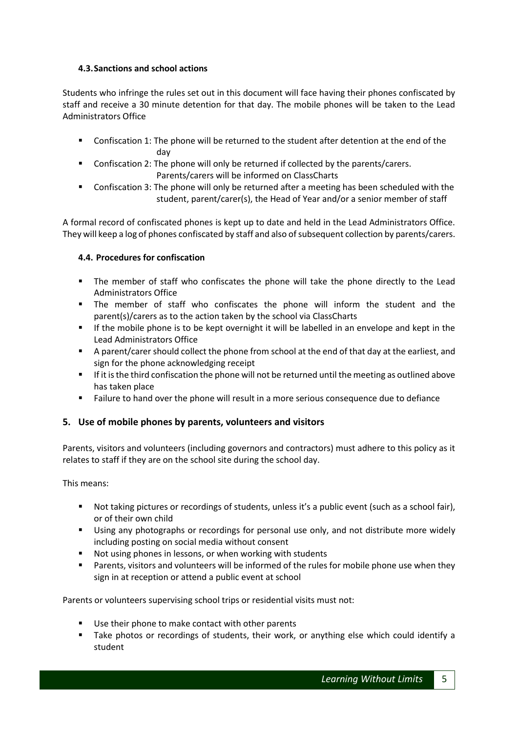### 4.3. Sanctions and school actions

Students who infringe the rules set out in this document will face having their phones confiscated by staff and receive a 30 minute detention for that day. The mobile phones will be taken to the Lead Administrators Office

- Confiscation 1: The phone will be returned to the student after detention at the end of the day
- Confiscation 2: The phone will only be returned if collected by the parents/carers. Parents/carers will be informed on ClassCharts
- Confiscation 3: The phone will only be returned after a meeting has been scheduled with the student, parent/carer(s), the Head of Year and/or a senior member of staff

A formal record of confiscated phones is kept up to date and held in the Lead Administrators Office. They will keep a log of phones confiscated by staff and also of subsequent collection by parents/carers.

### 4.4. Procedures for confiscation

- The member of staff who confiscates the phone will take the phone directly to the Lead Administrators Office
- The member of staff who confiscates the phone will inform the student and the parent(s)/carers as to the action taken by the school via ClassCharts
- If the mobile phone is to be kept overnight it will be labelled in an envelope and kept in the Lead Administrators Office
- A parent/carer should collect the phone from school at the end of that day at the earliest, and sign for the phone acknowledging receipt
- If it is the third confiscation the phone will not be returned until the meeting as outlined above has taken place
- Failure to hand over the phone will result in a more serious consequence due to defiance

## 5. Use of mobile phones by parents, volunteers and visitors

Parents, visitors and volunteers (including governors and contractors) must adhere to this policy as it relates to staff if they are on the school site during the school day.

This means:

- Not taking pictures or recordings of students, unless it's a public event (such as a school fair), or of their own child
- Using any photographs or recordings for personal use only, and not distribute more widely including posting on social media without consent
- Not using phones in lessons, or when working with students
- Parents, visitors and volunteers will be informed of the rules for mobile phone use when they sign in at reception or attend a public event at school

Parents or volunteers supervising school trips or residential visits must not:

- Use their phone to make contact with other parents
- Take photos or recordings of students, their work, or anything else which could identify a student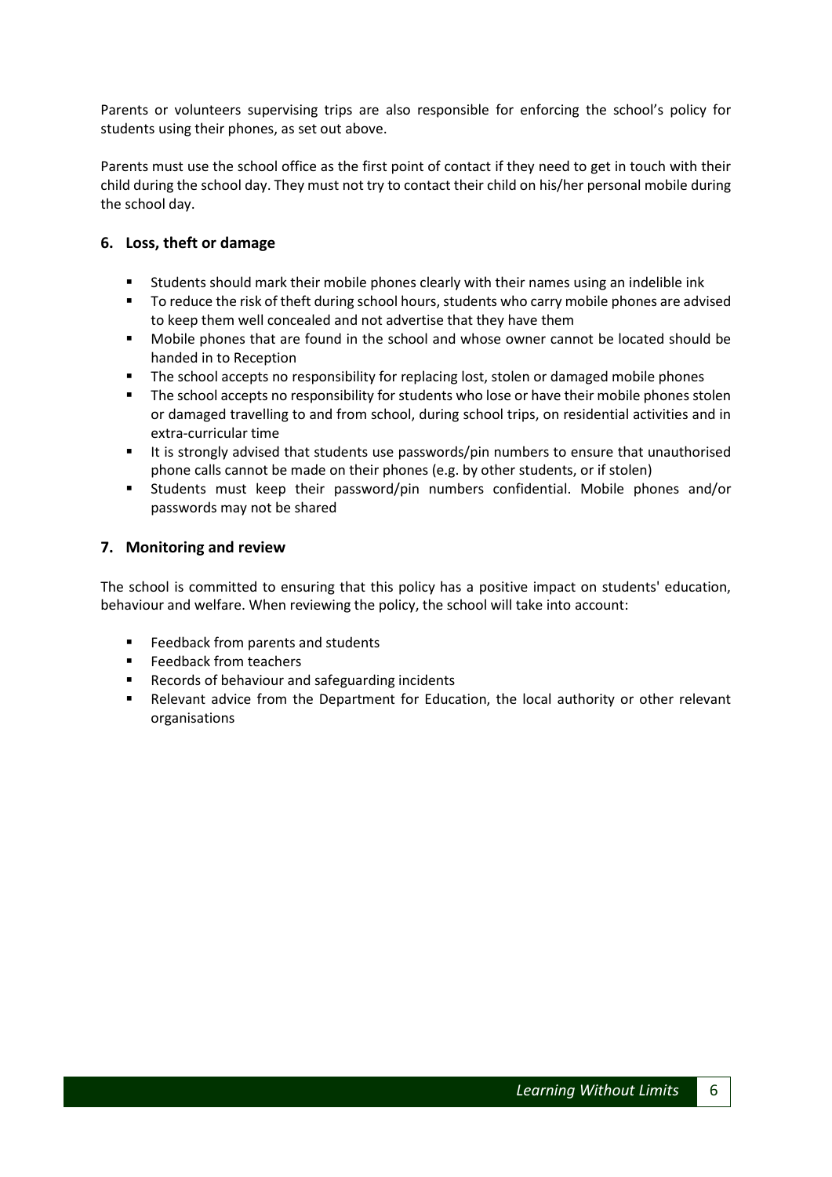Parents or volunteers supervising trips are also responsible for enforcing the school's policy for students using their phones, as set out above.

Parents must use the school office as the first point of contact if they need to get in touch with their child during the school day. They must not try to contact their child on his/her personal mobile during the school day.

## 6. Loss, theft or damage

- Students should mark their mobile phones clearly with their names using an indelible ink
- To reduce the risk of theft during school hours, students who carry mobile phones are advised to keep them well concealed and not advertise that they have them
- Mobile phones that are found in the school and whose owner cannot be located should be handed in to Reception
- The school accepts no responsibility for replacing lost, stolen or damaged mobile phones
- The school accepts no responsibility for students who lose or have their mobile phones stolen or damaged travelling to and from school, during school trips, on residential activities and in extra-curricular time
- It is strongly advised that students use passwords/pin numbers to ensure that unauthorised phone calls cannot be made on their phones (e.g. by other students, or if stolen)
- Students must keep their password/pin numbers confidential. Mobile phones and/or passwords may not be shared

## 7. Monitoring and review

The school is committed to ensuring that this policy has a positive impact on students' education, behaviour and welfare. When reviewing the policy, the school will take into account:

- Feedback from parents and students
- Feedback from teachers
- Records of behaviour and safeguarding incidents
- Relevant advice from the Department for Education, the local authority or other relevant organisations